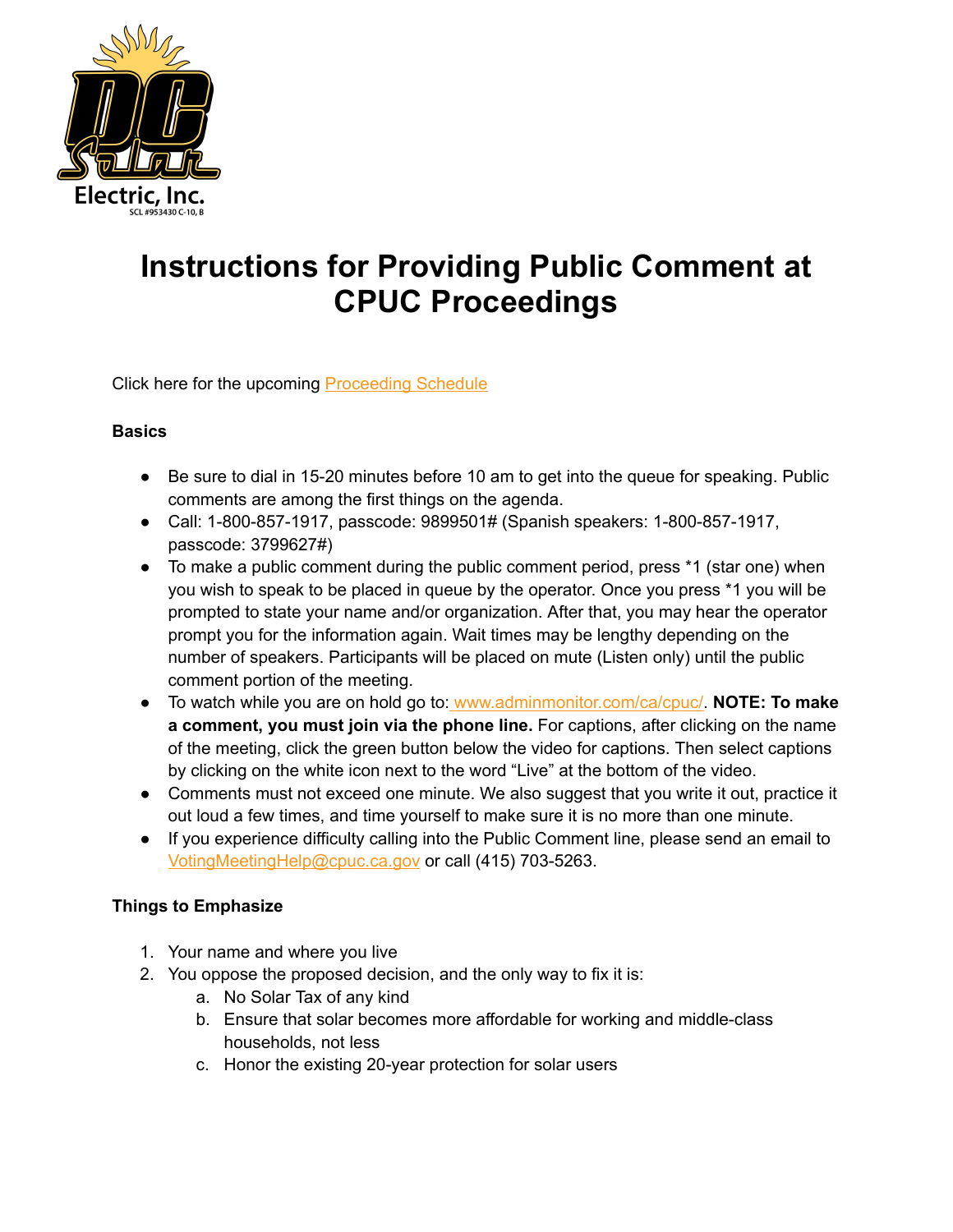DC Solar Electric, Inc.
SCL #953430 C-10, B

# Instructions for Providing Public Comment at CPUC Proceedings

Click here for the upcoming [Proceeding Schedule]()

**Basics**

- Be sure to dial in 15-20 minutes before 10 am to get into the queue for speaking. Public comments are among the first things on the agenda.
- Call: 1-800-857-1917, passcode: 9899501# (Spanish speakers: 1-800-857-1917, passcode: 3799627#)
- To make a public comment during the public comment period, press *1 (star one) when you wish to speak to be placed in queue by the operator. Once you press *1 you will be prompted to state your name and/or organization. After that, you may hear the operator prompt you for the information again. Wait times may be lengthy depending on the number of speakers. Participants will be placed on mute (Listen only) until the public comment portion of the meeting.
- To watch while you are on hold go to: [www.adminmonitor.com/ca/cpuc/](www.adminmonitor.com/ca/cpuc/). **NOTE: To make a comment, you must join via the phone line.** For captions, after clicking on the name of the meeting, click the green button below the video for captions. Then select captions by clicking on the white icon next to the word "Live" at the bottom of the video.
- Comments must not exceed one minute. We also suggest that you write it out, practice it out loud a few times, and time yourself to make sure it is no more than one minute.
- If you experience difficulty calling into the Public Comment line, please send an email to [VotingMeetingHelp@cpuc.ca.gov](mailto:VotingMeetingHelp@cpuc.ca.gov) or call (415) 703-5263.

**Things to Emphasize**

1. Your name and where you live
2. You oppose the proposed decision, and the only way to fix it is:
   a. No Solar Tax of any kind
   b. Ensure that solar becomes more affordable for working and middle-class households, not less
   c. Honor the existing 20-year protection for solar users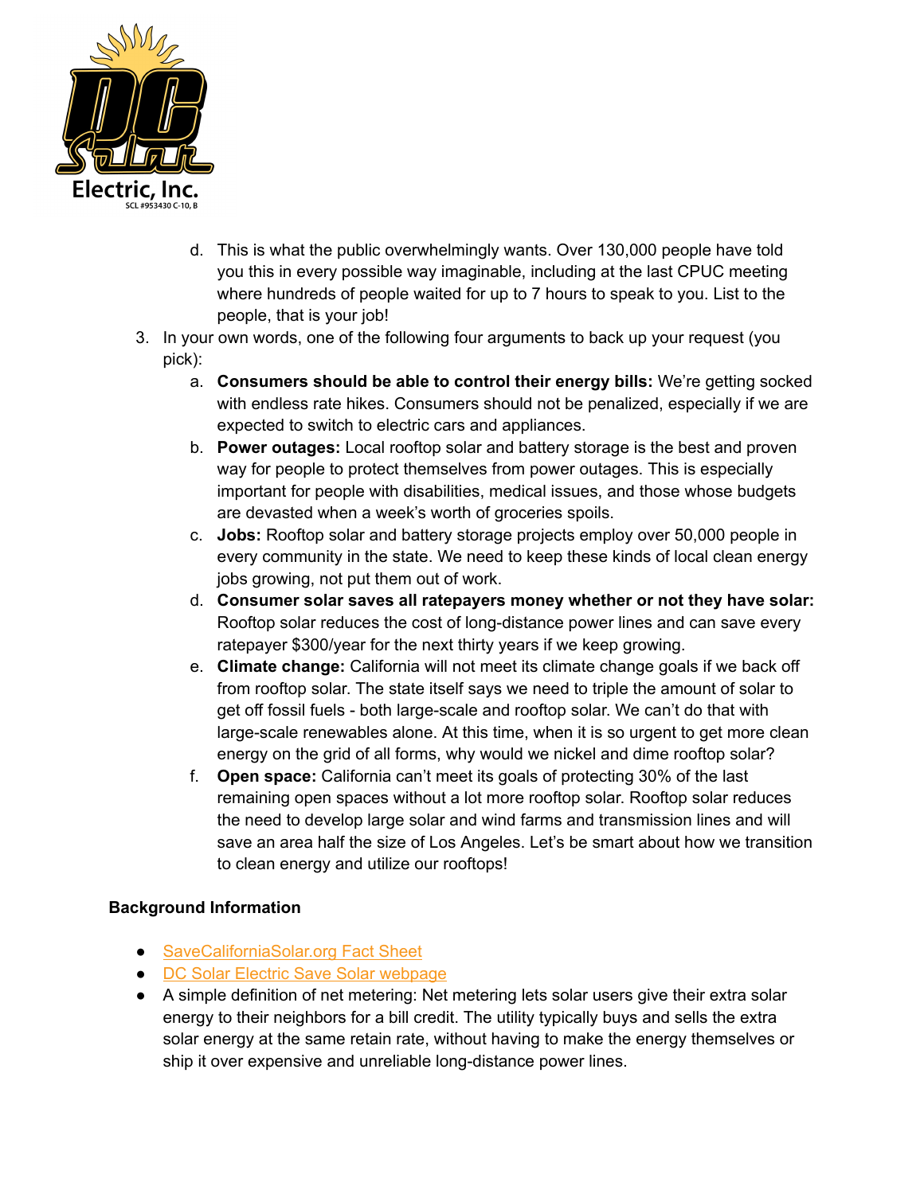d. This is what the public overwhelmingly wants. Over 130,000 people have told you this in every possible way imaginable, including at the last CPUC meeting where hundreds of people waited for up to 7 hours to speak to you. List to the people, that is your job!

3. In your own words, one of the following four arguments to back up your request (you pick):
   a. **Consumers should be able to control their energy bills:** We're getting socked with endless rate hikes. Consumers should not be penalized, especially if we are expected to switch to electric cars and appliances.
   b. **Power outages:** Local rooftop solar and battery storage is the best and proven way for people to protect themselves from power outages. This is especially important for people with disabilities, medical issues, and those whose budgets are devasted when a week's worth of groceries spoils.
   c. **Jobs:** Rooftop solar and battery storage projects employ over 50,000 people in every community in the state. We need to keep these kinds of local clean energy jobs growing, not put them out of work.
   d. **Consumer solar saves all ratepayers money whether or not they have solar:** Rooftop solar reduces the cost of long-distance power lines and can save every ratepayer $300/year for the next thirty years if we keep growing.
   e. **Climate change:** California will not meet its climate change goals if we back off from rooftop solar. The state itself says we need to triple the amount of solar to get off fossil fuels - both large-scale and rooftop solar. We can't do that with large-scale renewables alone. At this time, when it is so urgent to get more clean energy on the grid of all forms, why would we nickel and dime rooftop solar?
   f. **Open space:** California can't meet its goals of protecting 30% of the last remaining open spaces without a lot more rooftop solar. Rooftop solar reduces the need to develop large solar and wind farms and transmission lines and will save an area half the size of Los Angeles. Let's be smart about how we transition to clean energy and utilize our rooftops!

**Background Information**

- SaveCaliforniaSolar.org Fact Sheet
- DC Solar Electric Save Solar webpage
- A simple definition of net metering: Net metering lets solar users give their extra solar energy to their neighbors for a bill credit. The utility typically buys and sells the extra solar energy at the same retain rate, without having to make the energy themselves or ship it over expensive and unreliable long-distance power lines.